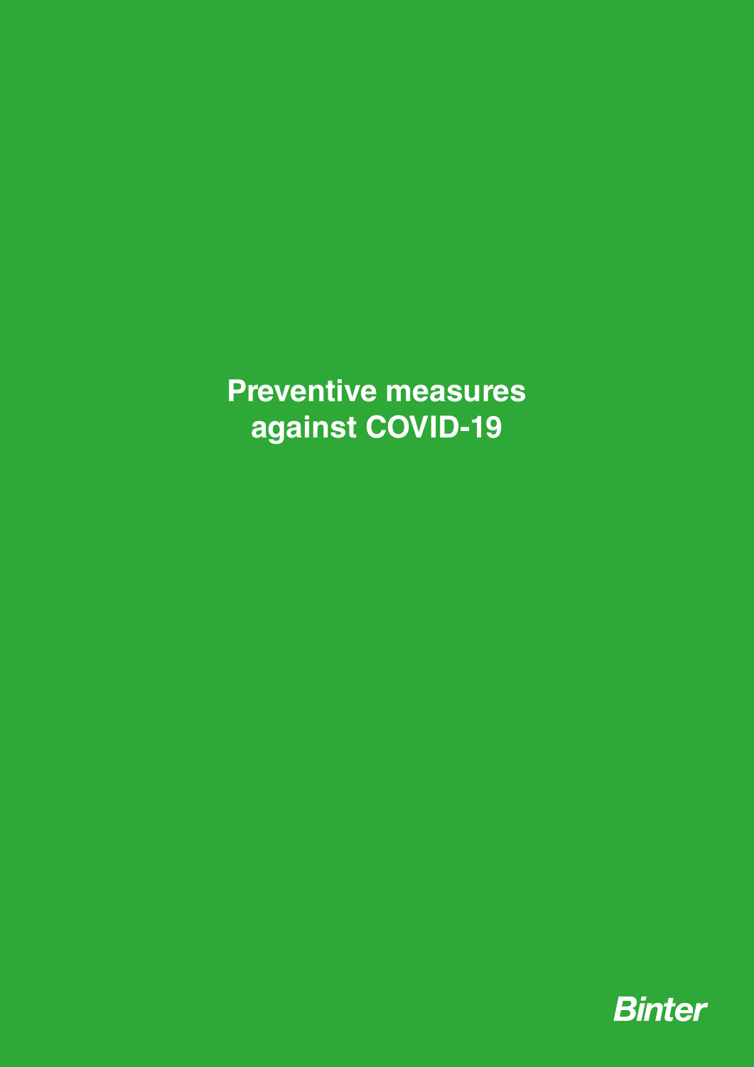# Preventive measures against COVID-19

Binter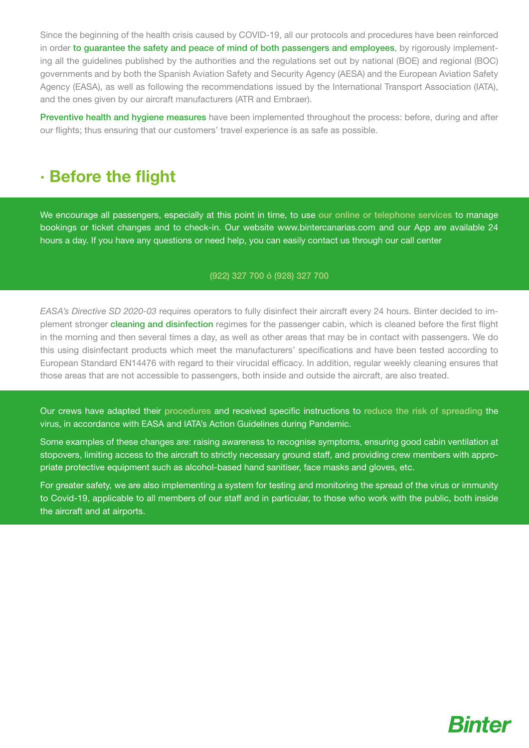Since the beginning of the health crisis caused by COVID-19, all our protocols and procedures have been reinforced in order to guarantee the safety and peace of mind of both passengers and employees, by rigorously implementing all the guidelines published by the authorities and the regulations set out by national (BOE) and regional (BOC) governments and by both the Spanish Aviation Safety and Security Agency (AESA) and the European Aviation Safety Agency (EASA), as well as following the recommendations issued by the International Transport Association (IATA), and the ones given by our aircraft manufacturers (ATR and Embraer).

Preventive health and hygiene measures have been implemented throughout the process: before, during and after our flights; thus ensuring that our customers' travel experience is as safe as possible.

## · Before the flight

We encourage all passengers, especially at this point in time, to use our online or telephone services to manage bookings or ticket changes and to check-in. Our website www.bintercanarias.com and our App are available 24 hours a day. If you have any questions or need help, you can easily contact us through our call center

(922) 327 700 ó (928) 327 700

*EASA's Directive SD 2020-03* requires operators to fully disinfect their aircraft every 24 hours. Binter decided to implement stronger cleaning and disinfection regimes for the passenger cabin, which is cleaned before the first flight in the morning and then several times a day, as well as other areas that may be in contact with passengers. We do this using disinfectant products which meet the manufacturers' specifications and have been tested according to European Standard EN14476 with regard to their virucidal efficacy. In addition, regular weekly cleaning ensures that those areas that are not accessible to passengers, both inside and outside the aircraft, are also treated.

Our crews have adapted their procedures and received specific instructions to reduce the risk of spreading the virus, in accordance with EASA and IATA's Action Guidelines during Pandemic.

Some examples of these changes are: raising awareness to recognise symptoms, ensuring good cabin ventilation at stopovers, limiting access to the aircraft to strictly necessary ground staff, and providing crew members with appropriate protective equipment such as alcohol-based hand sanitiser, face masks and gloves, etc.

For greater safety, we are also implementing a system for testing and monitoring the spread of the virus or immunity to Covid-19, applicable to all members of our staff and in particular, to those who work with the public, both inside the aircraft and at airports.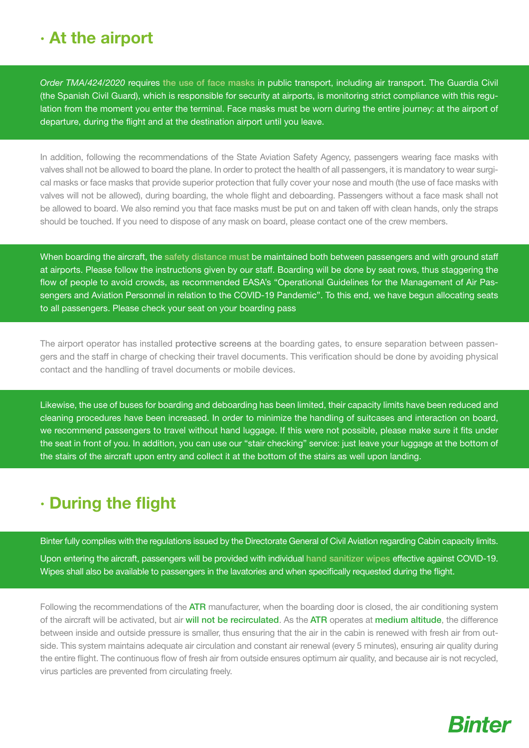## · At the airport

*Order TMA/424/2020* requires the use of face masks in public transport, including air transport. The Guardia Civil (the Spanish Civil Guard), which is responsible for security at airports, is monitoring strict compliance with this regulation from the moment you enter the terminal. Face masks must be worn during the entire journey: at the airport of departure, during the flight and at the destination airport until you leave.

In addition, following the recommendations of the State Aviation Safety Agency, passengers wearing face masks with valves shall not be allowed to board the plane. In order to protect the health of all passengers, it is mandatory to wear surgical masks or face masks that provide superior protection that fully cover your nose and mouth (the use of face masks with valves will not be allowed), during boarding, the whole flight and deboarding. Passengers without a face mask shall not be allowed to board. We also remind you that face masks must be put on and taken off with clean hands, only the straps should be touched. If you need to dispose of any mask on board, please contact one of the crew members.

When boarding the aircraft, the safety distance must be maintained both between passengers and with ground staff at airports. Please follow the instructions given by our staff. Boarding will be done by seat rows, thus staggering the flow of people to avoid crowds, as recommended EASA's "Operational Guidelines for the Management of Air Passengers and Aviation Personnel in relation to the COVID-19 Pandemic". To this end, we have begun allocating seats to all passengers. Please check your seat on your boarding pass

The airport operator has installed **protective screens** at the boarding gates, to ensure separation between passengers and the staff in charge of checking their travel documents. This verification should be done by avoiding physical contact and the handling of travel documents or mobile devices.

Likewise, the use of buses for boarding and deboarding has been limited, their capacity limits have been reduced and cleaning procedures have been increased. In order to minimize the handling of suitcases and interaction on board, we recommend passengers to travel without hand luggage. If this were not possible, please make sure it fits under the seat in front of you. In addition, you can use our "stair checking" service: just leave your luggage at the bottom of the stairs of the aircraft upon entry and collect it at the bottom of the stairs as well upon landing.

## · During the flight

Binter fully complies with the regulations issued by the Directorate General of Civil Aviation regarding Cabin capacity limits.

Upon entering the aircraft, passengers will be provided with individual hand sanitizer wipes effective against COVID-19. Wipes shall also be available to passengers in the lavatories and when specifically requested during the flight.

Following the recommendations of the ATR manufacturer, when the boarding door is closed, the air conditioning system of the aircraft will be activated, but air will not be recirculated. As the ATR operates at medium altitude, the difference between inside and outside pressure is smaller, thus ensuring that the air in the cabin is renewed with fresh air from outside. This system maintains adequate air circulation and constant air renewal (every 5 minutes), ensuring air quality during the entire flight. The continuous flow of fresh air from outside ensures optimum air quality, and because air is not recycled, virus particles are prevented from circulating freely.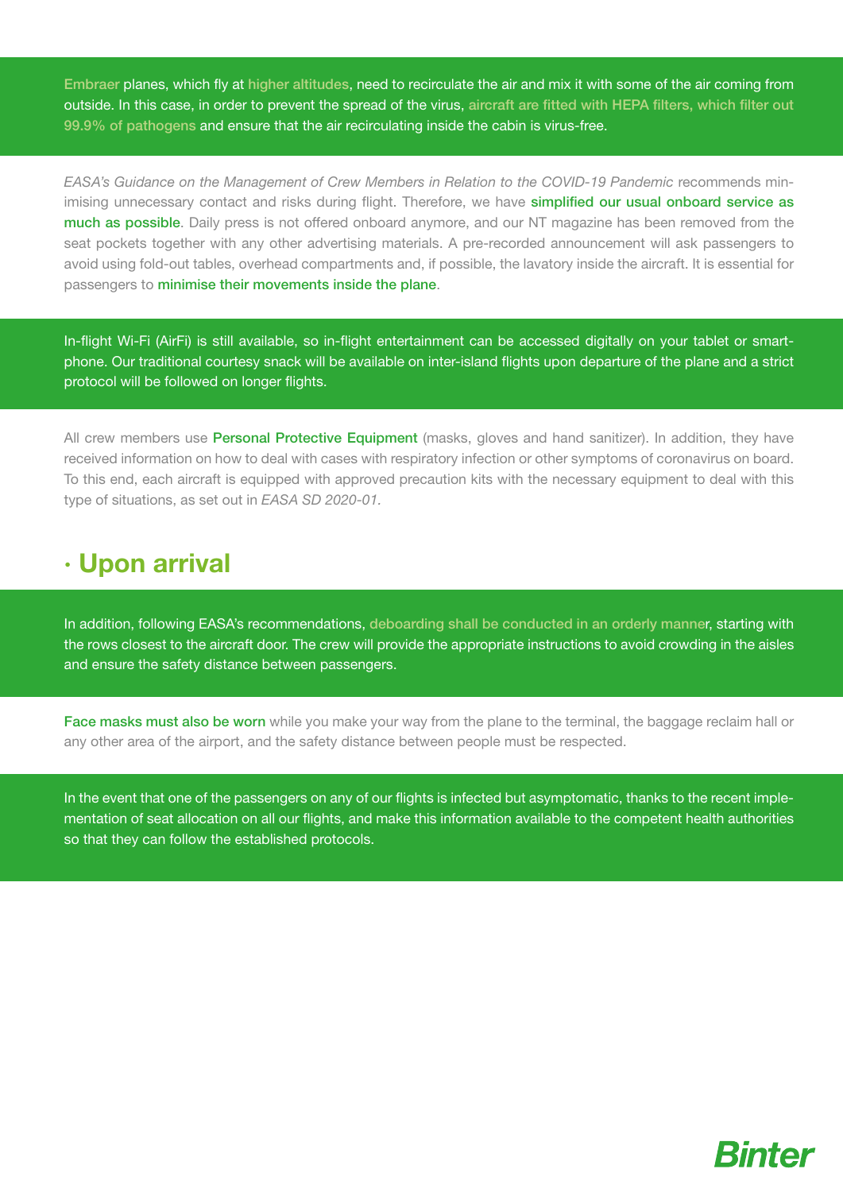Embraer planes, which fly at higher altitudes, need to recirculate the air and mix it with some of the air coming from outside. In this case, in order to prevent the spread of the virus, aircraft are fitted with HEPA filters, which filter out 99.9% of pathogens and ensure that the air recirculating inside the cabin is virus-free.

*EASA's Guidance on the Management of Crew Members in Relation to the COVID-19 Pandemic* recommends minimising unnecessary contact and risks during flight. Therefore, we have **simplified our usual onboard service as much as possible**. Daily press is not offered onboard anymore, and our NT magazine has been removed from the seat pockets together with any other advertising materials. A pre-recorded announcement will ask passengers to avoid using fold-out tables, overhead compartments and, if possible, the lavatory inside the aircraft. It is essential for passengers to **minimise their movements inside the plane**.

In-flight Wi-Fi (AirFi) is still available, so in-flight entertainment can be accessed digitally on your tablet or smartphone. Our traditional courtesy snack will be available on inter-island flights upon departure of the plane and a strict protocol will be followed on longer flights.

All crew members use **Personal Protective Equipment** (masks, gloves and hand sanitizer). In addition, they have received information on how to deal with cases with respiratory infection or other symptoms of coronavirus on board. To this end, each aircraft is equipped with approved precaution kits with the necessary equipment to deal with this type of situations, as set out in *EASA SD 2020-01*.

## · Upon arrival

In addition, following EASA's recommendations, deboarding shall be conducted in an orderly manner, starting with the rows closest to the aircraft door. The crew will provide the appropriate instructions to avoid crowding in the aisles and ensure the safety distance between passengers.

**Face masks must also be worn** while you make your way from the plane to the terminal, the baggage reclaim hall or any other area of the airport, and the safety distance between people must be respected.

In the event that one of the passengers on any of our flights is infected but asymptomatic, thanks to the recent implementation of seat allocation on all our flights, and make this information available to the competent health authorities so that they can follow the established protocols.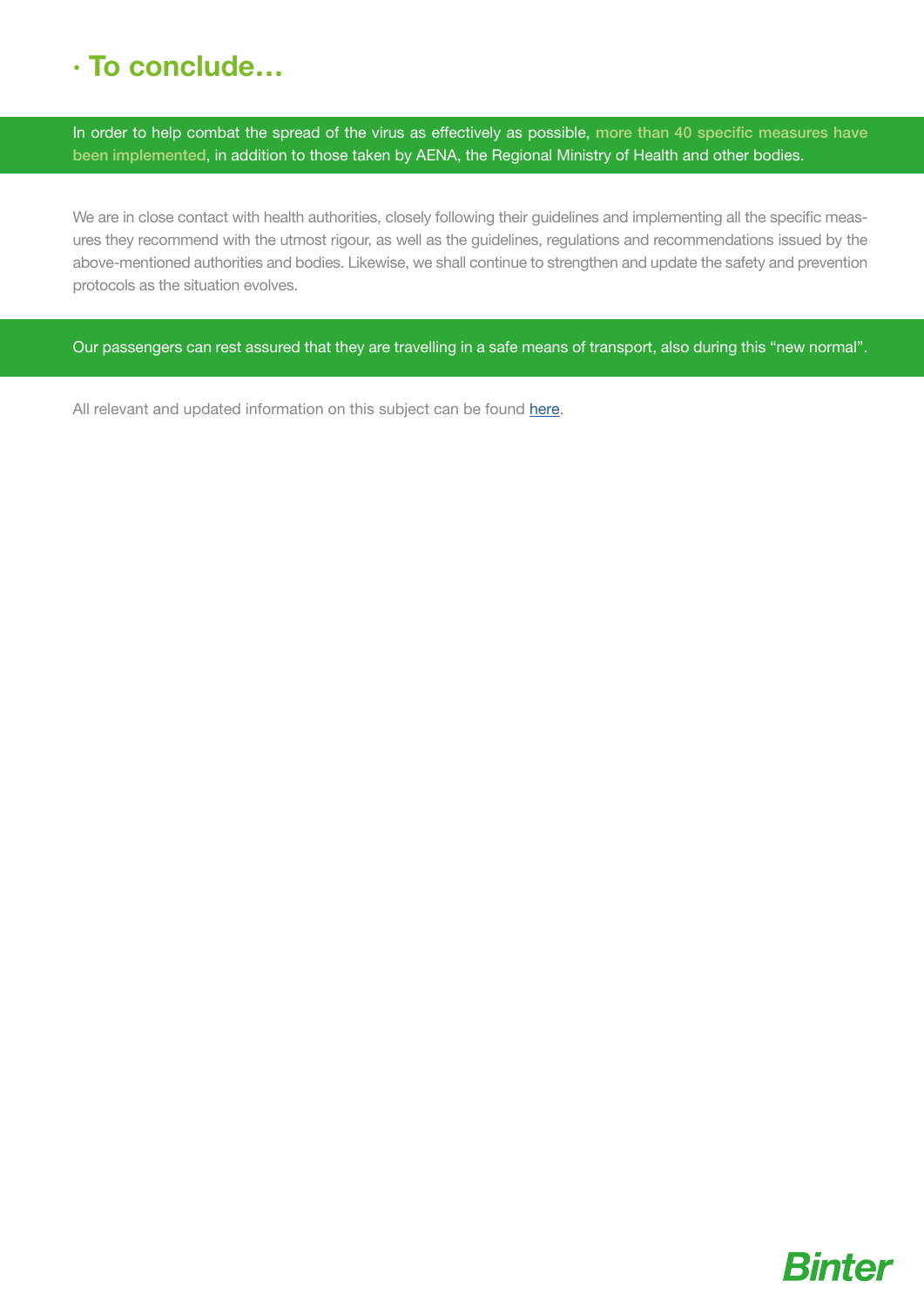## · To conclude…

In order to help combat the spread of the virus as effectively as possible, **more than 40 specific measures have been implemented**, in addition to those taken by AENA, the Regional Ministry of Health and other bodies.

We are in close contact with health authorities, closely following their guidelines and implementing all the specific measures they recommend with the utmost rigour, as well as the guidelines, regulations and recommendations issued by the above-mentioned authorities and bodies. Likewise, we shall continue to strengthen and update the safety and prevention protocols as the situation evolves.

Our passengers can rest assured that they are travelling in a safe means of transport, also during this "new normal".

All relevant and updated information on this subject can be found here.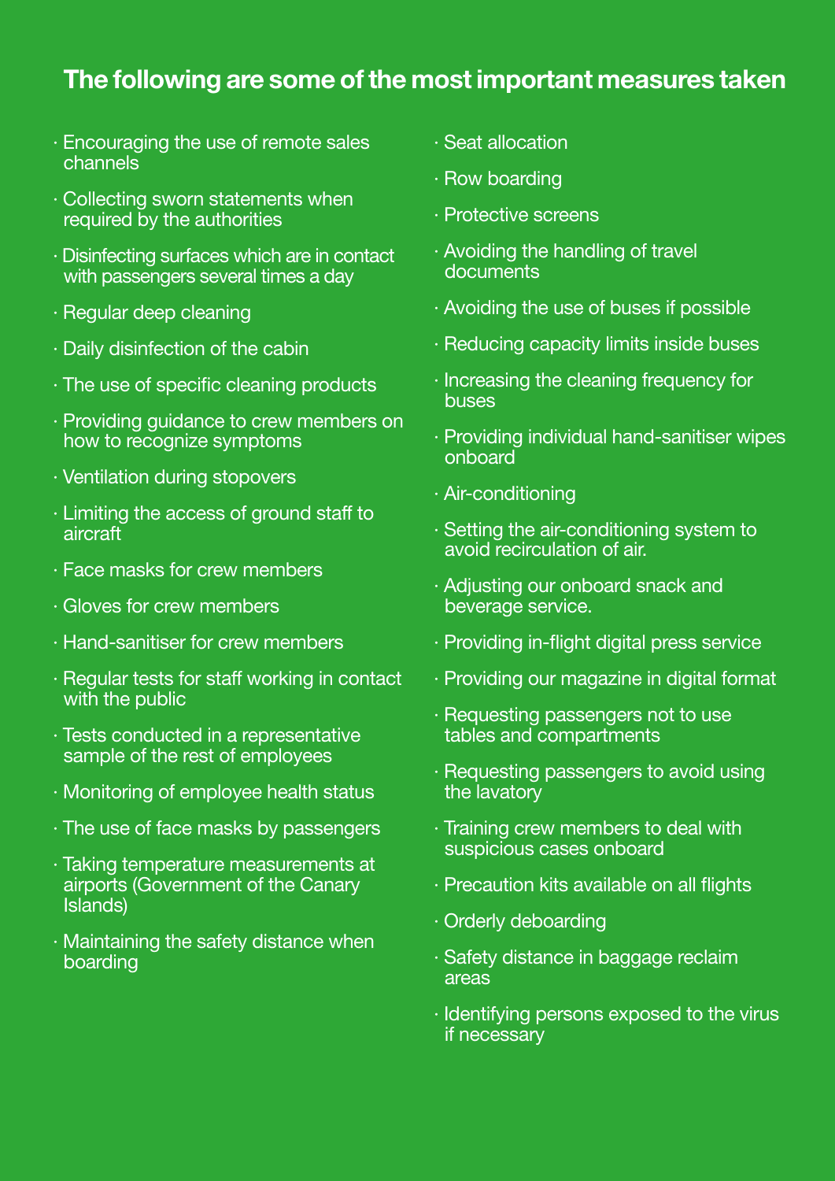## The following are some of the most important measures taken

- Encouraging the use of remote sales channels
- Collecting sworn statements when required by the authorities
- Disinfecting surfaces which are in contact with passengers several times a day
- Regular deep cleaning
- Daily disinfection of the cabin
- The use of specific cleaning products
- Providing guidance to crew members on how to recognize symptoms
- Ventilation during stopovers
- Limiting the access of ground staff to aircraft
- Face masks for crew members
- Gloves for crew members
- Hand-sanitiser for crew members
- Regular tests for staff working in contact with the public
- Tests conducted in a representative sample of the rest of employees
- Monitoring of employee health status
- The use of face masks by passengers
- Taking temperature measurements at airports (Government of the Canary Islands)
- Maintaining the safety distance when boarding
- Seat allocation
- Row boarding
- Protective screens
- Avoiding the handling of travel documents
- Avoiding the use of buses if possible
- Reducing capacity limits inside buses
- Increasing the cleaning frequency for buses
- Providing individual hand-sanitiser wipes onboard
- Air-conditioning
- Setting the air-conditioning system to avoid recirculation of air.
- Adjusting our onboard snack and beverage service.
- Providing in-flight digital press service
- Providing our magazine in digital format
- Requesting passengers not to use tables and compartments
- Requesting passengers to avoid using the lavatory
- Training crew members to deal with suspicious cases onboard
- Precaution kits available on all flights
- Orderly deboarding
- Safety distance in baggage reclaim areas
- Identifying persons exposed to the virus if necessary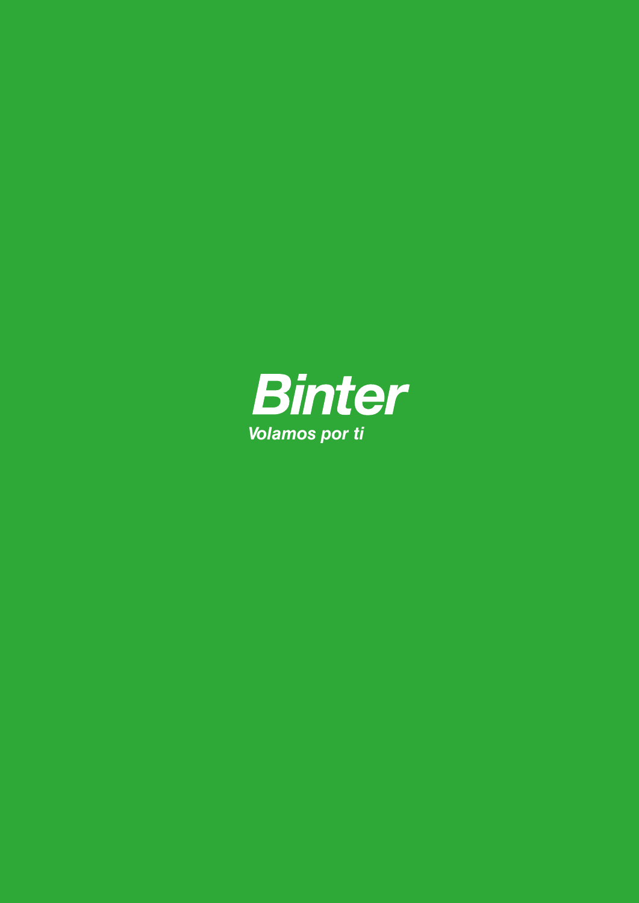**Binter**

*Volamos por ti*